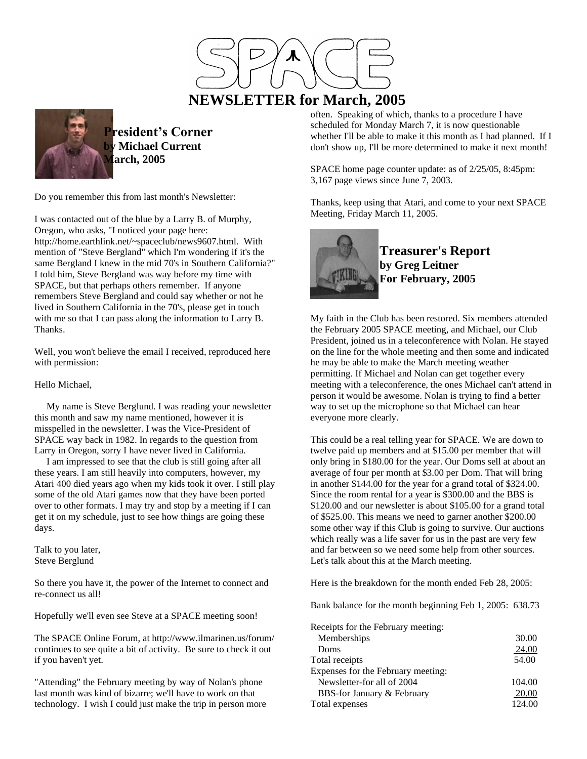# NEWSLETTER for March, 2005

## President's Corner
**by Michael Current**
**March, 2005**

Do you remember this from last month's Newsletter:

I was contacted out of the blue by a Larry B. of Murphy, Oregon, who asks, "I noticed your page here: http://home.earthlink.net/~spaceclub/news9607.html. With mention of "Steve Bergland" which I'm wondering if it's the same Bergland I knew in the mid 70's in Southern California?" I told him, Steve Bergland was way before my time with SPACE, but that perhaps others remember. If anyone remembers Steve Bergland and could say whether or not he lived in Southern California in the 70's, please get in touch with me so that I can pass along the information to Larry B. Thanks.

Well, you won't believe the email I received, reproduced here with permission:

Hello Michael,

My name is Steve Berglund. I was reading your newsletter this month and saw my name mentioned, however it is misspelled in the newsletter. I was the Vice-President of SPACE way back in 1982. In regards to the question from Larry in Oregon, sorry I have never lived in California.

I am impressed to see that the club is still going after all these years. I am still heavily into computers, however, my Atari 400 died years ago when my kids took it over. I still play some of the old Atari games now that they have been ported over to other formats. I may try and stop by a meeting if I can get it on my schedule, just to see how things are going these days.

Talk to you later,
Steve Berglund

So there you have it, the power of the Internet to connect and re-connect us all!

Hopefully we'll even see Steve at a SPACE meeting soon!

The SPACE Online Forum, at http://www.ilmarinen.us/forum/ continues to see quite a bit of activity. Be sure to check it out if you haven't yet.

"Attending" the February meeting by way of Nolan's phone last month was kind of bizarre; we'll have to work on that technology. I wish I could just make the trip in person more often. Speaking of which, thanks to a procedure I have scheduled for Monday March 7, it is now questionable whether I'll be able to make it this month as I had planned. If I don't show up, I'll be more determined to make it next month!

SPACE home page counter update: as of 2/25/05, 8:45pm: 3,167 page views since June 7, 2003.

Thanks, keep using that Atari, and come to your next SPACE Meeting, Friday March 11, 2005.

## Treasurer's Report
**by Greg Leitner**
**For February, 2005**

My faith in the Club has been restored. Six members attended the February 2005 SPACE meeting, and Michael, our Club President, joined us in a teleconference with Nolan. He stayed on the line for the whole meeting and then some and indicated he may be able to make the March meeting weather permitting. If Michael and Nolan can get together every meeting with a teleconference, the ones Michael can't attend in person it would be awesome. Nolan is trying to find a better way to set up the microphone so that Michael can hear everyone more clearly.

This could be a real telling year for SPACE. We are down to twelve paid up members and at $15.00 per member that will only bring in $180.00 for the year. Our Doms sell at about an average of four per month at $3.00 per Dom. That will bring in another $144.00 for the year for a grand total of $324.00. Since the room rental for a year is $300.00 and the BBS is $120.00 and our newsletter is about $105.00 for a grand total of $525.00. This means we need to garner another $200.00 some other way if this Club is going to survive. Our auctions which really was a life saver for us in the past are very few and far between so we need some help from other sources. Let's talk about this at the March meeting.

Here is the breakdown for the month ended Feb 28, 2005:

Bank balance for the month beginning Feb 1, 2005: 638.73

| | |
|---|---|
| Receipts for the February meeting: | |
| Memberships | 30.00 |
| Doms | 24.00 |
| Total receipts | 54.00 |
| Expenses for the February meeting: | |
| Newsletter-for all of 2004 | 104.00 |
| BBS-for January & February | 20.00 |
| Total expenses | 124.00 |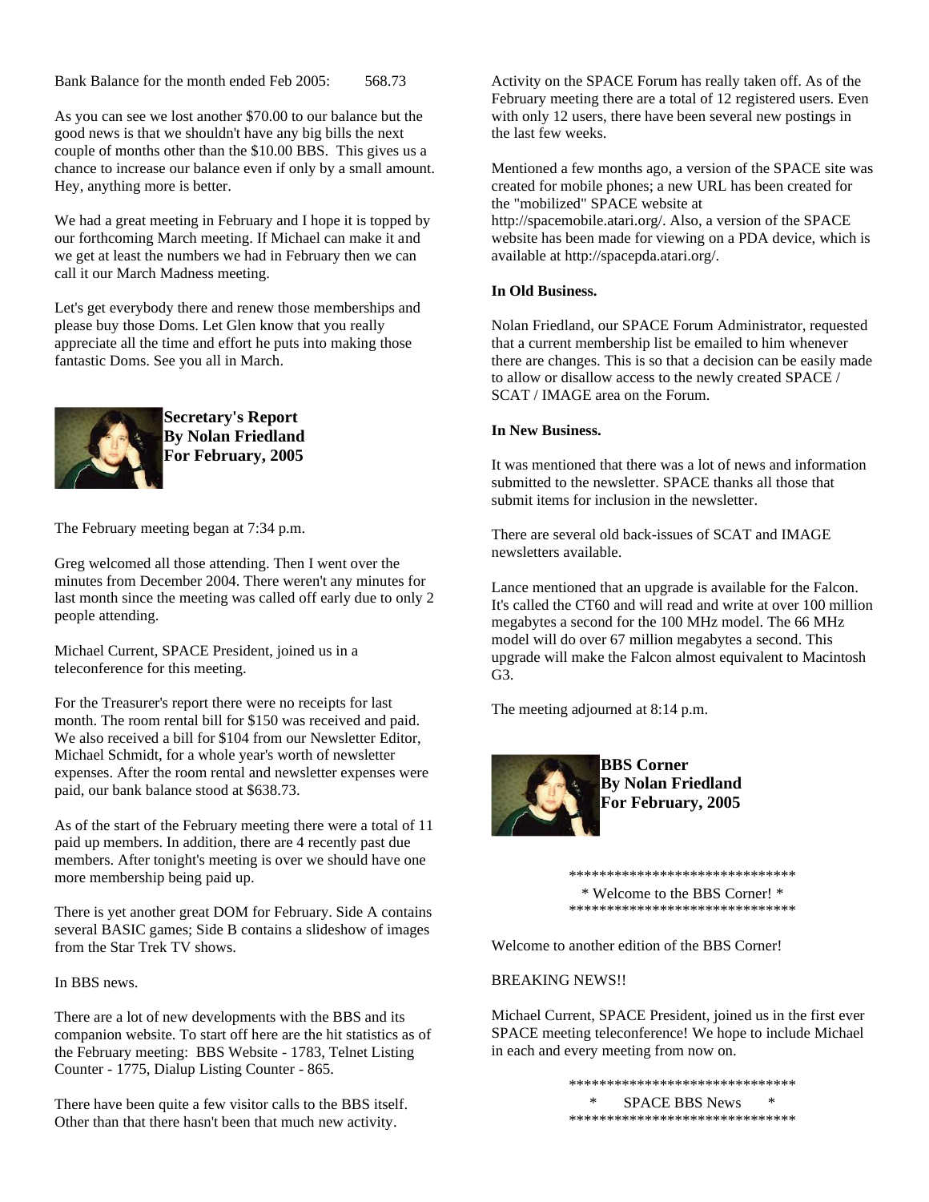Bank Balance for the month ended Feb 2005: 568.73

As you can see we lost another $70.00 to our balance but the good news is that we shouldn't have any big bills the next couple of months other than the $10.00 BBS. This gives us a chance to increase our balance even if only by a small amount. Hey, anything more is better.

We had a great meeting in February and I hope it is topped by our forthcoming March meeting. If Michael can make it and we get at least the numbers we had in February then we can call it our March Madness meeting.

Let's get everybody there and renew those memberships and please buy those Doms. Let Glen know that you really appreciate all the time and effort he puts into making those fantastic Doms. See you all in March.

**Secretary's Report**
**By Nolan Friedland**
**For February, 2005**

The February meeting began at 7:34 p.m.

Greg welcomed all those attending. Then I went over the minutes from December 2004. There weren't any minutes for last month since the meeting was called off early due to only 2 people attending.

Michael Current, SPACE President, joined us in a teleconference for this meeting.

For the Treasurer's report there were no receipts for last month. The room rental bill for $150 was received and paid. We also received a bill for $104 from our Newsletter Editor, Michael Schmidt, for a whole year's worth of newsletter expenses. After the room rental and newsletter expenses were paid, our bank balance stood at $638.73.

As of the start of the February meeting there were a total of 11 paid up members. In addition, there are 4 recently past due members. After tonight's meeting is over we should have one more membership being paid up.

There is yet another great DOM for February. Side A contains several BASIC games; Side B contains a slideshow of images from the Star Trek TV shows.

In BBS news.

There are a lot of new developments with the BBS and its companion website. To start off here are the hit statistics as of the February meeting: BBS Website - 1783, Telnet Listing Counter - 1775, Dialup Listing Counter - 865.

There have been quite a few visitor calls to the BBS itself. Other than that there hasn't been that much new activity.

Activity on the SPACE Forum has really taken off. As of the February meeting there are a total of 12 registered users. Even with only 12 users, there have been several new postings in the last few weeks.

Mentioned a few months ago, a version of the SPACE site was created for mobile phones; a new URL has been created for the "mobilized" SPACE website at http://spacemobile.atari.org/. Also, a version of the SPACE website has been made for viewing on a PDA device, which is available at http://spacepda.atari.org/.

**In Old Business.**

Nolan Friedland, our SPACE Forum Administrator, requested that a current membership list be emailed to him whenever there are changes. This is so that a decision can be easily made to allow or disallow access to the newly created SPACE / SCAT / IMAGE area on the Forum.

**In New Business.**

It was mentioned that there was a lot of news and information submitted to the newsletter. SPACE thanks all those that submit items for inclusion in the newsletter.

There are several old back-issues of SCAT and IMAGE newsletters available.

Lance mentioned that an upgrade is available for the Falcon. It's called the CT60 and will read and write at over 100 million megabytes a second for the 100 MHz model. The 66 MHz model will do over 67 million megabytes a second. This upgrade will make the Falcon almost equivalent to Macintosh G3.

The meeting adjourned at 8:14 p.m.

**BBS Corner**
**By Nolan Friedland**
**For February, 2005**

******************************
* Welcome to the BBS Corner! *
******************************

Welcome to another edition of the BBS Corner!

BREAKING NEWS!!

Michael Current, SPACE President, joined us in the first ever SPACE meeting teleconference! We hope to include Michael in each and every meeting from now on.

******************************
* SPACE BBS News *
******************************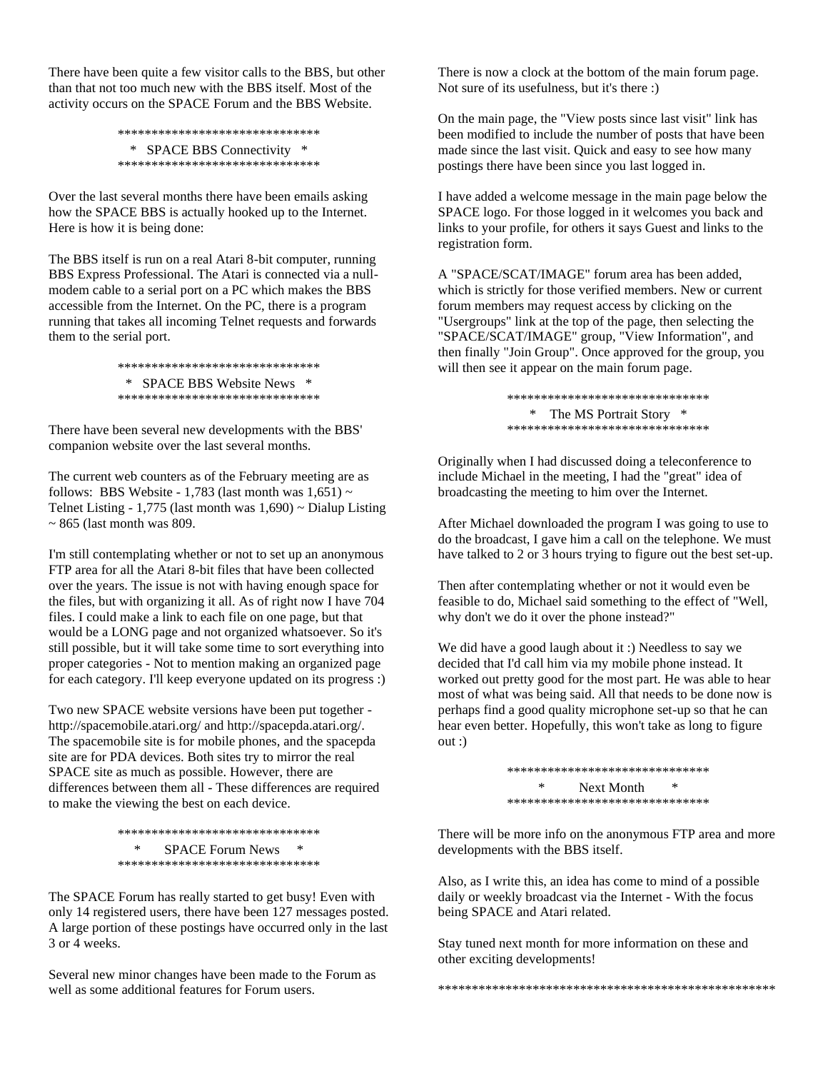There have been quite a few visitor calls to the BBS, but other than that not too much new with the BBS itself. Most of the activity occurs on the SPACE Forum and the BBS Website.

## SPACE BBS Connectivity

Over the last several months there have been emails asking how the SPACE BBS is actually hooked up to the Internet. Here is how it is being done:

The BBS itself is run on a real Atari 8-bit computer, running BBS Express Professional. The Atari is connected via a null-modem cable to a serial port on a PC which makes the BBS accessible from the Internet. On the PC, there is a program running that takes all incoming Telnet requests and forwards them to the serial port.

## SPACE BBS Website News

There have been several new developments with the BBS' companion website over the last several months.

The current web counters as of the February meeting are as follows: BBS Website - 1,783 (last month was 1,651) ~ Telnet Listing - 1,775 (last month was 1,690) ~ Dialup Listing ~ 865 (last month was 809.

I'm still contemplating whether or not to set up an anonymous FTP area for all the Atari 8-bit files that have been collected over the years. The issue is not with having enough space for the files, but with organizing it all. As of right now I have 704 files. I could make a link to each file on one page, but that would be a LONG page and not organized whatsoever. So it's still possible, but it will take some time to sort everything into proper categories - Not to mention making an organized page for each category. I'll keep everyone updated on its progress :)

Two new SPACE website versions have been put together - http://spacemobile.atari.org/ and http://spacepda.atari.org/. The spacemobile site is for mobile phones, and the spacepda site are for PDA devices. Both sites try to mirror the real SPACE site as much as possible. However, there are differences between them all - These differences are required to make the viewing the best on each device.

## SPACE Forum News

The SPACE Forum has really started to get busy! Even with only 14 registered users, there have been 127 messages posted. A large portion of these postings have occurred only in the last 3 or 4 weeks.

Several new minor changes have been made to the Forum as well as some additional features for Forum users.

There is now a clock at the bottom of the main forum page. Not sure of its usefulness, but it's there :)

On the main page, the "View posts since last visit" link has been modified to include the number of posts that have been made since the last visit. Quick and easy to see how many postings there have been since you last logged in.

I have added a welcome message in the main page below the SPACE logo. For those logged in it welcomes you back and links to your profile, for others it says Guest and links to the registration form.

A "SPACE/SCAT/IMAGE" forum area has been added, which is strictly for those verified members. New or current forum members may request access by clicking on the "Usergroups" link at the top of the page, then selecting the "SPACE/SCAT/IMAGE" group, "View Information", and then finally "Join Group". Once approved for the group, you will then see it appear on the main forum page.

## The MS Portrait Story

Originally when I had discussed doing a teleconference to include Michael in the meeting, I had the "great" idea of broadcasting the meeting to him over the Internet.

After Michael downloaded the program I was going to use to do the broadcast, I gave him a call on the telephone. We must have talked to 2 or 3 hours trying to figure out the best set-up.

Then after contemplating whether or not it would even be feasible to do, Michael said something to the effect of "Well, why don't we do it over the phone instead?"

We did have a good laugh about it :) Needless to say we decided that I'd call him via my mobile phone instead. It worked out pretty good for the most part. He was able to hear most of what was being said. All that needs to be done now is perhaps find a good quality microphone set-up so that he can hear even better. Hopefully, this won't take as long to figure out :)

## Next Month

There will be more info on the anonymous FTP area and more developments with the BBS itself.

Also, as I write this, an idea has come to mind of a possible daily or weekly broadcast via the Internet - With the focus being SPACE and Atari related.

Stay tuned next month for more information on these and other exciting developments!

**************************************************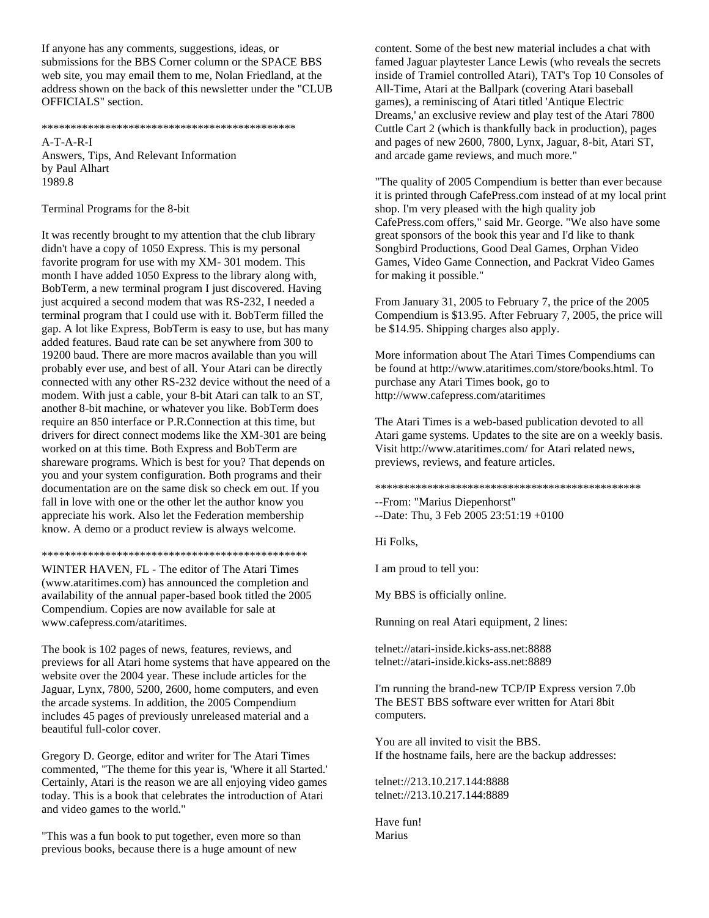If anyone has any comments, suggestions, ideas, or submissions for the BBS Corner column or the SPACE BBS web site, you may email them to me, Nolan Friedland, at the address shown on the back of this newsletter under the "CLUB OFFICIALS" section.

**********************************************

A-T-A-R-I
Answers, Tips, And Relevant Information
by Paul Alhart
1989.8

Terminal Programs for the 8-bit

It was recently brought to my attention that the club library didn't have a copy of 1050 Express. This is my personal favorite program for use with my XM- 301 modem. This month I have added 1050 Express to the library along with, BobTerm, a new terminal program I just discovered. Having just acquired a second modem that was RS-232, I needed a terminal program that I could use with it. BobTerm filled the gap. A lot like Express, BobTerm is easy to use, but has many added features. Baud rate can be set anywhere from 300 to 19200 baud. There are more macros available than you will probably ever use, and best of all. Your Atari can be directly connected with any other RS-232 device without the need of a modem. With just a cable, your 8-bit Atari can talk to an ST, another 8-bit machine, or whatever you like. BobTerm does require an 850 interface or P.R.Connection at this time, but drivers for direct connect modems like the XM-301 are being worked on at this time. Both Express and BobTerm are shareware programs. Which is best for you? That depends on you and your system configuration. Both programs and their documentation are on the same disk so check em out. If you fall in love with one or the other let the author know you appreciate his work. Also let the Federation membership know. A demo or a product review is always welcome.

***********************************************

WINTER HAVEN, FL - The editor of The Atari Times (www.ataritimes.com) has announced the completion and availability of the annual paper-based book titled the 2005 Compendium. Copies are now available for sale at www.cafepress.com/ataritimes.

The book is 102 pages of news, features, reviews, and previews for all Atari home systems that have appeared on the website over the 2004 year. These include articles for the Jaguar, Lynx, 7800, 5200, 2600, home computers, and even the arcade systems. In addition, the 2005 Compendium includes 45 pages of previously unreleased material and a beautiful full-color cover.

Gregory D. George, editor and writer for The Atari Times commented, "The theme for this year is, 'Where it all Started.' Certainly, Atari is the reason we are all enjoying video games today. This is a book that celebrates the introduction of Atari and video games to the world."

"This was a fun book to put together, even more so than previous books, because there is a huge amount of new content. Some of the best new material includes a chat with famed Jaguar playtester Lance Lewis (who reveals the secrets inside of Tramiel controlled Atari), TAT's Top 10 Consoles of All-Time, Atari at the Ballpark (covering Atari baseball games), a reminiscing of Atari titled 'Antique Electric Dreams,' an exclusive review and play test of the Atari 7800 Cuttle Cart 2 (which is thankfully back in production), pages and pages of new 2600, 7800, Lynx, Jaguar, 8-bit, Atari ST, and arcade game reviews, and much more."

"The quality of 2005 Compendium is better than ever because it is printed through CafePress.com instead of at my local print shop. I'm very pleased with the high quality job CafePress.com offers," said Mr. George. "We also have some great sponsors of the book this year and I'd like to thank Songbird Productions, Good Deal Games, Orphan Video Games, Video Game Connection, and Packrat Video Games for making it possible."

From January 31, 2005 to February 7, the price of the 2005 Compendium is $13.95. After February 7, 2005, the price will be $14.95. Shipping charges also apply.

More information about The Atari Times Compendiums can be found at http://www.ataritimes.com/store/books.html. To purchase any Atari Times book, go to http://www.cafepress.com/ataritimes

The Atari Times is a web-based publication devoted to all Atari game systems. Updates to the site are on a weekly basis. Visit http://www.ataritimes.com/ for Atari related news, previews, reviews, and feature articles.

***********************************************

--From: "Marius Diepenhorst"
--Date: Thu, 3 Feb 2005 23:51:19 +0100

Hi Folks,

I am proud to tell you:

My BBS is officially online.

Running on real Atari equipment, 2 lines:

telnet://atari-inside.kicks-ass.net:8888
telnet://atari-inside.kicks-ass.net:8889

I'm running the brand-new TCP/IP Express version 7.0b
The BEST BBS software ever written for Atari 8bit computers.

You are all invited to visit the BBS.
If the hostname fails, here are the backup addresses:

telnet://213.10.217.144:8888
telnet://213.10.217.144:8889

Have fun!
Marius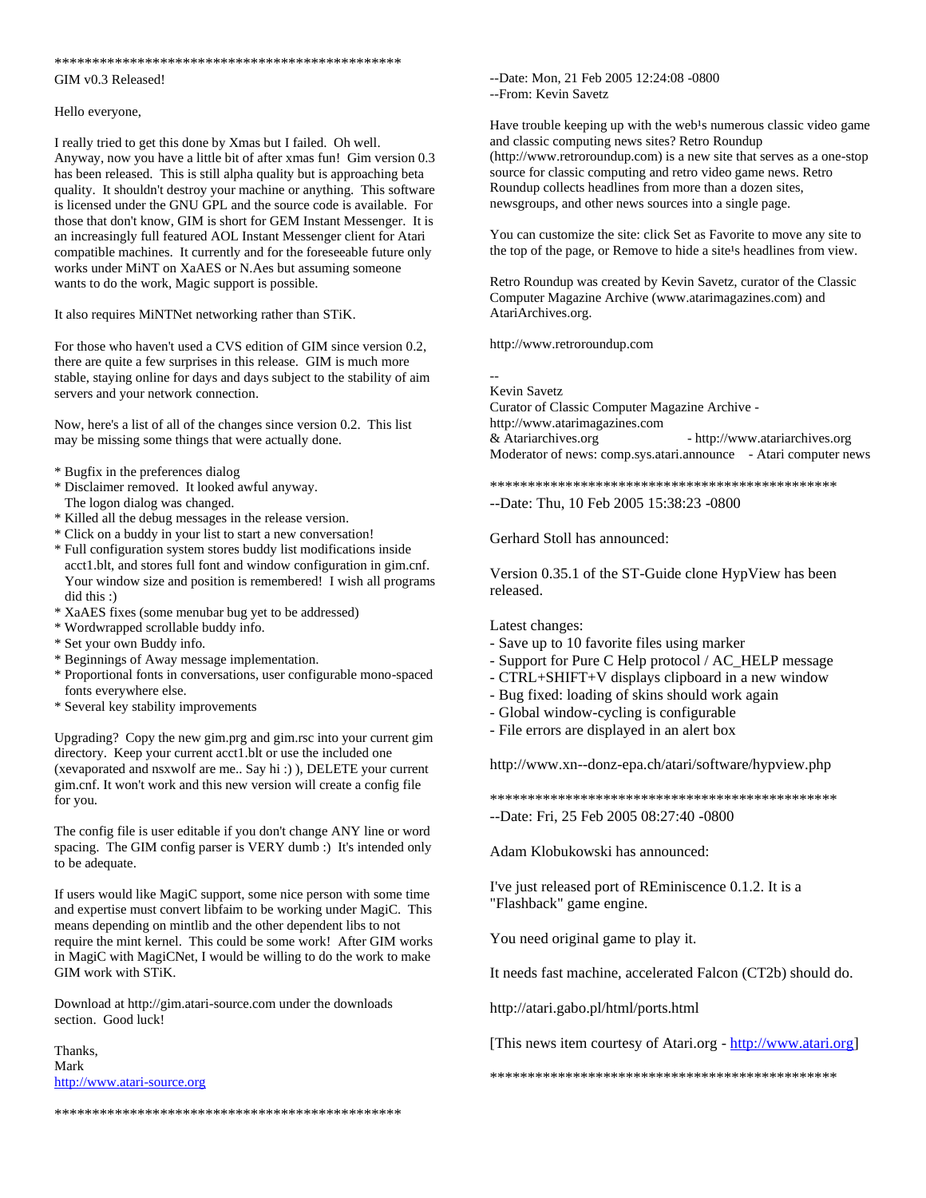\*\*\*\*\*\*\*\*\*\*\*\*\*\*\*\*\*\*\*\*\*\*\*\*\*\*\*\*\*\*\*\*\*\*\*\*\*\*\*\*\*\*\*\*\*\*\*

GIM v0.3 Released!

Hello everyone,

I really tried to get this done by Xmas but I failed. Oh well. Anyway, now you have a little bit of after xmas fun! Gim version 0.3 has been released. This is still alpha quality but is approaching beta quality. It shouldn't destroy your machine or anything. This software is licensed under the GNU GPL and the source code is available. For those that don't know, GIM is short for GEM Instant Messenger. It is an increasingly full featured AOL Instant Messenger client for Atari compatible machines. It currently and for the foreseeable future only works under MiNT on XaAES or N.Aes but assuming someone wants to do the work, Magic support is possible.

It also requires MiNTNet networking rather than STiK.

For those who haven't used a CVS edition of GIM since version 0.2, there are quite a few surprises in this release. GIM is much more stable, staying online for days and days subject to the stability of aim servers and your network connection.

Now, here's a list of all of the changes since version 0.2. This list may be missing some things that were actually done.

* Bugfix in the preferences dialog
* Disclaimer removed. It looked awful anyway.
  The logon dialog was changed.
* Killed all the debug messages in the release version.
* Click on a buddy in your list to start a new conversation!
* Full configuration system stores buddy list modifications inside acct1.blt, and stores full font and window configuration in gim.cnf. Your window size and position is remembered! I wish all programs did this :)
* XaAES fixes (some menubar bug yet to be addressed)
* Wordwrapped scrollable buddy info.
* Set your own Buddy info.
* Beginnings of Away message implementation.
* Proportional fonts in conversations, user configurable mono-spaced fonts everywhere else.
* Several key stability improvements

Upgrading? Copy the new gim.prg and gim.rsc into your current gim directory. Keep your current acct1.blt or use the included one (xevaporated and nsxwolf are me.. Say hi :) ), DELETE your current gim.cnf. It won't work and this new version will create a config file for you.

The config file is user editable if you don't change ANY line or word spacing. The GIM config parser is VERY dumb :) It's intended only to be adequate.

If users would like MagiC support, some nice person with some time and expertise must convert libfaim to be working under MagiC. This means depending on mintlib and the other dependent libs to not require the mint kernel. This could be some work! After GIM works in MagiC with MagiCNet, I would be willing to do the work to make GIM work with STiK.

Download at http://gim.atari-source.com under the downloads section. Good luck!

Thanks,
Mark
http://www.atari-source.org

\*\*\*\*\*\*\*\*\*\*\*\*\*\*\*\*\*\*\*\*\*\*\*\*\*\*\*\*\*\*\*\*\*\*\*\*\*\*\*\*\*\*\*\*\*\*\*

--Date: Mon, 21 Feb 2005 12:24:08 -0800
--From: Kevin Savetz

Have trouble keeping up with the web¹s numerous classic video game and classic computing news sites? Retro Roundup (http://www.retroroundup.com) is a new site that serves as a one-stop source for classic computing and retro video game news. Retro Roundup collects headlines from more than a dozen sites, newsgroups, and other news sources into a single page.

You can customize the site: click Set as Favorite to move any site to the top of the page, or Remove to hide a site¹s headlines from view.

Retro Roundup was created by Kevin Savetz, curator of the Classic Computer Magazine Archive (www.atarimagazines.com) and AtariArchives.org.

http://www.retroroundup.com

--
Kevin Savetz
Curator of Classic Computer Magazine Archive - http://www.atarimagazines.com
& Atariarchives.org - http://www.atariarchives.org
Moderator of news: comp.sys.atari.announce - Atari computer news

\*\*\*\*\*\*\*\*\*\*\*\*\*\*\*\*\*\*\*\*\*\*\*\*\*\*\*\*\*\*\*\*\*\*\*\*\*\*\*\*\*\*\*\*\*\*\*

--Date: Thu, 10 Feb 2005 15:38:23 -0800

Gerhard Stoll has announced:

Version 0.35.1 of the ST-Guide clone HypView has been released.

Latest changes:
- Save up to 10 favorite files using marker
- Support for Pure C Help protocol / AC_HELP message
- CTRL+SHIFT+V displays clipboard in a new window
- Bug fixed: loading of skins should work again
- Global window-cycling is configurable
- File errors are displayed in an alert box

http://www.xn--donz-epa.ch/atari/software/hypview.php

\*\*\*\*\*\*\*\*\*\*\*\*\*\*\*\*\*\*\*\*\*\*\*\*\*\*\*\*\*\*\*\*\*\*\*\*\*\*\*\*\*\*\*\*\*\*\*

--Date: Fri, 25 Feb 2005 08:27:40 -0800

Adam Klobukowski has announced:

I've just released port of REminiscence 0.1.2. It is a "Flashback" game engine.

You need original game to play it.

It needs fast machine, accelerated Falcon (CT2b) should do.

http://atari.gabo.pl/html/ports.html

[This news item courtesy of Atari.org - http://www.atari.org]

\*\*\*\*\*\*\*\*\*\*\*\*\*\*\*\*\*\*\*\*\*\*\*\*\*\*\*\*\*\*\*\*\*\*\*\*\*\*\*\*\*\*\*\*\*\*\*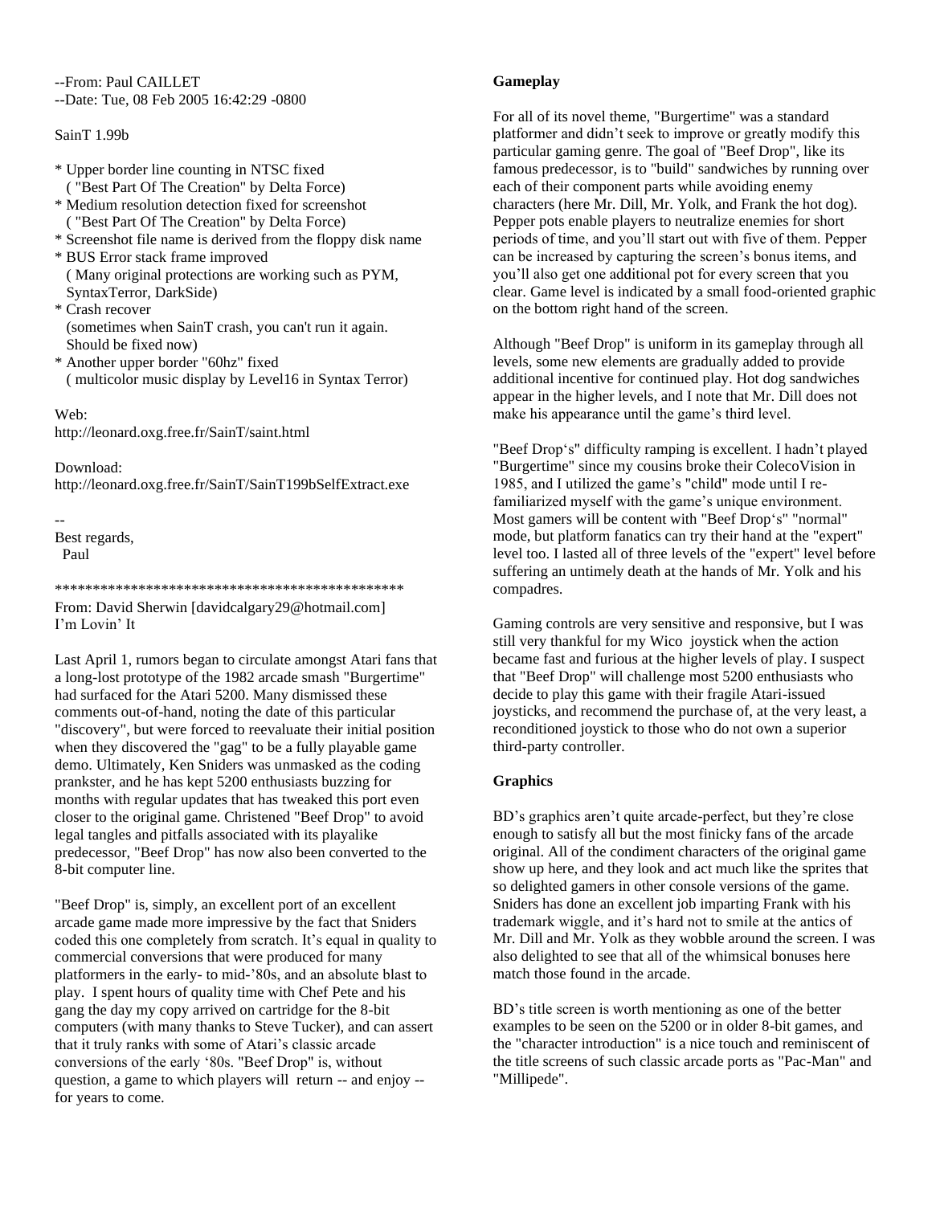--From: Paul CAILLET
--Date: Tue, 08 Feb 2005 16:42:29 -0800

SainT 1.99b

* Upper border line counting in NTSC fixed
  ( "Best Part Of The Creation" by Delta Force)
* Medium resolution detection fixed for screenshot
  ( "Best Part Of The Creation" by Delta Force)
* Screenshot file name is derived from the floppy disk name
* BUS Error stack frame improved
  ( Many original protections are working such as PYM, SyntaxTerror, DarkSide)
* Crash recover
  (sometimes when SainT crash, you can't run it again. Should be fixed now)
* Another upper border "60hz" fixed
  ( multicolor music display by Level16 in Syntax Terror)

Web:
http://leonard.oxg.free.fr/SainT/saint.html

Download:
http://leonard.oxg.free.fr/SainT/SainT199bSelfExtract.exe

--
Best regards,
  Paul

\*\*\*\*\*\*\*\*\*\*\*\*\*\*\*\*\*\*\*\*\*\*\*\*\*\*\*\*\*\*\*\*\*\*\*\*\*\*\*\*\*\*\*\*\*\*\*

From: David Sherwin [davidcalgary29@hotmail.com]
I'm Lovin' It

Last April 1, rumors began to circulate amongst Atari fans that a long-lost prototype of the 1982 arcade smash "Burgertime" had surfaced for the Atari 5200. Many dismissed these comments out-of-hand, noting the date of this particular "discovery", but were forced to reevaluate their initial position when they discovered the "gag" to be a fully playable game demo. Ultimately, Ken Sniders was unmasked as the coding prankster, and he has kept 5200 enthusiasts buzzing for months with regular updates that has tweaked this port even closer to the original game. Christened "Beef Drop" to avoid legal tangles and pitfalls associated with its playalike predecessor, "Beef Drop" has now also been converted to the 8-bit computer line.

"Beef Drop" is, simply, an excellent port of an excellent arcade game made more impressive by the fact that Sniders coded this one completely from scratch. It's equal in quality to commercial conversions that were produced for many platformers in the early- to mid-'80s, and an absolute blast to play. I spent hours of quality time with Chef Pete and his gang the day my copy arrived on cartridge for the 8-bit computers (with many thanks to Steve Tucker), and can assert that it truly ranks with some of Atari's classic arcade conversions of the early '80s. "Beef Drop" is, without question, a game to which players will return -- and enjoy -- for years to come.

**Gameplay**

For all of its novel theme, "Burgertime" was a standard platformer and didn't seek to improve or greatly modify this particular gaming genre. The goal of "Beef Drop", like its famous predecessor, is to "build" sandwiches by running over each of their component parts while avoiding enemy characters (here Mr. Dill, Mr. Yolk, and Frank the hot dog). Pepper pots enable players to neutralize enemies for short periods of time, and you'll start out with five of them. Pepper can be increased by capturing the screen's bonus items, and you'll also get one additional pot for every screen that you clear. Game level is indicated by a small food-oriented graphic on the bottom right hand of the screen.

Although "Beef Drop" is uniform in its gameplay through all levels, some new elements are gradually added to provide additional incentive for continued play. Hot dog sandwiches appear in the higher levels, and I note that Mr. Dill does not make his appearance until the game's third level.

"Beef Drop's" difficulty ramping is excellent. I hadn't played "Burgertime" since my cousins broke their ColecoVision in 1985, and I utilized the game's "child" mode until I re-familiarized myself with the game's unique environment. Most gamers will be content with "Beef Drop's" "normal" mode, but platform fanatics can try their hand at the "expert" level too. I lasted all of three levels of the "expert" level before suffering an untimely death at the hands of Mr. Yolk and his compadres.

Gaming controls are very sensitive and responsive, but I was still very thankful for my Wico joystick when the action became fast and furious at the higher levels of play. I suspect that "Beef Drop" will challenge most 5200 enthusiasts who decide to play this game with their fragile Atari-issued joysticks, and recommend the purchase of, at the very least, a reconditioned joystick to those who do not own a superior third-party controller.

**Graphics**

BD's graphics aren't quite arcade-perfect, but they're close enough to satisfy all but the most finicky fans of the arcade original. All of the condiment characters of the original game show up here, and they look and act much like the sprites that so delighted gamers in other console versions of the game. Sniders has done an excellent job imparting Frank with his trademark wiggle, and it's hard not to smile at the antics of Mr. Dill and Mr. Yolk as they wobble around the screen. I was also delighted to see that all of the whimsical bonuses here match those found in the arcade.

BD's title screen is worth mentioning as one of the better examples to be seen on the 5200 or in older 8-bit games, and the "character introduction" is a nice touch and reminiscent of the title screens of such classic arcade ports as "Pac-Man" and "Millipede".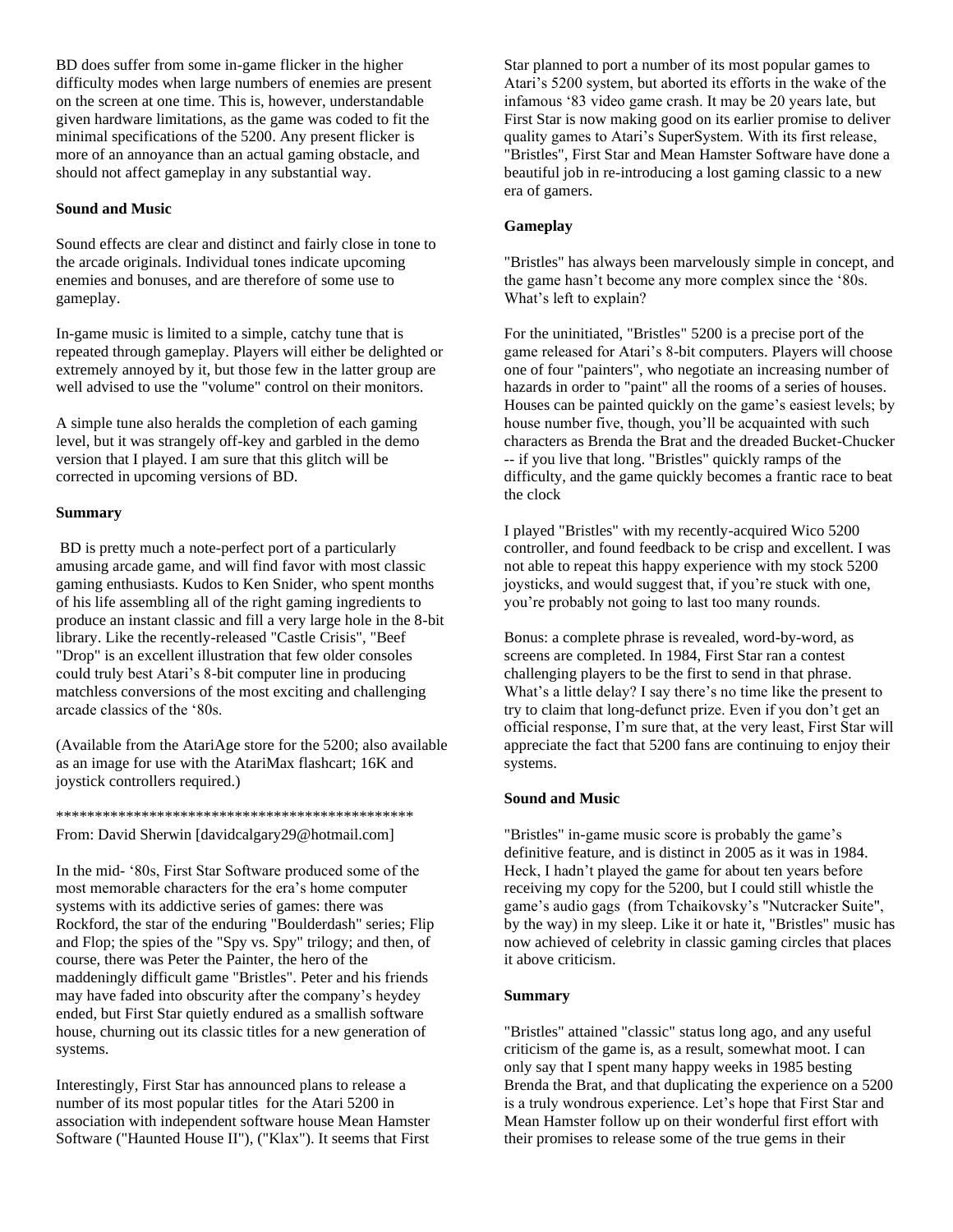BD does suffer from some in-game flicker in the higher difficulty modes when large numbers of enemies are present on the screen at one time. This is, however, understandable given hardware limitations, as the game was coded to fit the minimal specifications of the 5200. Any present flicker is more of an annoyance than an actual gaming obstacle, and should not affect gameplay in any substantial way.

**Sound and Music**

Sound effects are clear and distinct and fairly close in tone to the arcade originals. Individual tones indicate upcoming enemies and bonuses, and are therefore of some use to gameplay.

In-game music is limited to a simple, catchy tune that is repeated through gameplay. Players will either be delighted or extremely annoyed by it, but those few in the latter group are well advised to use the "volume" control on their monitors.

A simple tune also heralds the completion of each gaming level, but it was strangely off-key and garbled in the demo version that I played. I am sure that this glitch will be corrected in upcoming versions of BD.

**Summary**

BD is pretty much a note-perfect port of a particularly amusing arcade game, and will find favor with most classic gaming enthusiasts. Kudos to Ken Snider, who spent months of his life assembling all of the right gaming ingredients to produce an instant classic and fill a very large hole in the 8-bit library. Like the recently-released "Castle Crisis", "Beef "Drop" is an excellent illustration that few older consoles could truly best Atari's 8-bit computer line in producing matchless conversions of the most exciting and challenging arcade classics of the '80s.

(Available from the AtariAge store for the 5200; also available as an image for use with the AtariMax flashcart; 16K and joystick controllers required.)

\*\*\*\*\*\*\*\*\*\*\*\*\*\*\*\*\*\*\*\*\*\*\*\*\*\*\*\*\*\*\*\*\*\*\*\*\*\*\*\*\*\*\*\*\*\*\*

From: David Sherwin [davidcalgary29@hotmail.com]

In the mid- '80s, First Star Software produced some of the most memorable characters for the era's home computer systems with its addictive series of games: there was Rockford, the star of the enduring "Boulderdash" series; Flip and Flop; the spies of the "Spy vs. Spy" trilogy; and then, of course, there was Peter the Painter, the hero of the maddeningly difficult game "Bristles". Peter and his friends may have faded into obscurity after the company's heydey ended, but First Star quietly endured as a smallish software house, churning out its classic titles for a new generation of systems.

Interestingly, First Star has announced plans to release a number of its most popular titles for the Atari 5200 in association with independent software house Mean Hamster Software ("Haunted House II"), ("Klax"). It seems that First Star planned to port a number of its most popular games to Atari's 5200 system, but aborted its efforts in the wake of the infamous '83 video game crash. It may be 20 years late, but First Star is now making good on its earlier promise to deliver quality games to Atari's SuperSystem. With its first release, "Bristles", First Star and Mean Hamster Software have done a beautiful job in re-introducing a lost gaming classic to a new era of gamers.

**Gameplay**

"Bristles" has always been marvelously simple in concept, and the game hasn't become any more complex since the '80s. What's left to explain?

For the uninitiated, "Bristles" 5200 is a precise port of the game released for Atari's 8-bit computers. Players will choose one of four "painters", who negotiate an increasing number of hazards in order to "paint" all the rooms of a series of houses. Houses can be painted quickly on the game's easiest levels; by house number five, though, you'll be acquainted with such characters as Brenda the Brat and the dreaded Bucket-Chucker -- if you live that long. "Bristles" quickly ramps of the difficulty, and the game quickly becomes a frantic race to beat the clock

I played "Bristles" with my recently-acquired Wico 5200 controller, and found feedback to be crisp and excellent. I was not able to repeat this happy experience with my stock 5200 joysticks, and would suggest that, if you're stuck with one, you're probably not going to last too many rounds.

Bonus: a complete phrase is revealed, word-by-word, as screens are completed. In 1984, First Star ran a contest challenging players to be the first to send in that phrase. What's a little delay? I say there's no time like the present to try to claim that long-defunct prize. Even if you don't get an official response, I'm sure that, at the very least, First Star will appreciate the fact that 5200 fans are continuing to enjoy their systems.

**Sound and Music**

"Bristles" in-game music score is probably the game's definitive feature, and is distinct in 2005 as it was in 1984. Heck, I hadn't played the game for about ten years before receiving my copy for the 5200, but I could still whistle the game's audio gags (from Tchaikovsky's "Nutcracker Suite", by the way) in my sleep. Like it or hate it, "Bristles" music has now achieved of celebrity in classic gaming circles that places it above criticism.

**Summary**

"Bristles" attained "classic" status long ago, and any useful criticism of the game is, as a result, somewhat moot. I can only say that I spent many happy weeks in 1985 besting Brenda the Brat, and that duplicating the experience on a 5200 is a truly wondrous experience. Let's hope that First Star and Mean Hamster follow up on their wonderful first effort with their promises to release some of the true gems in their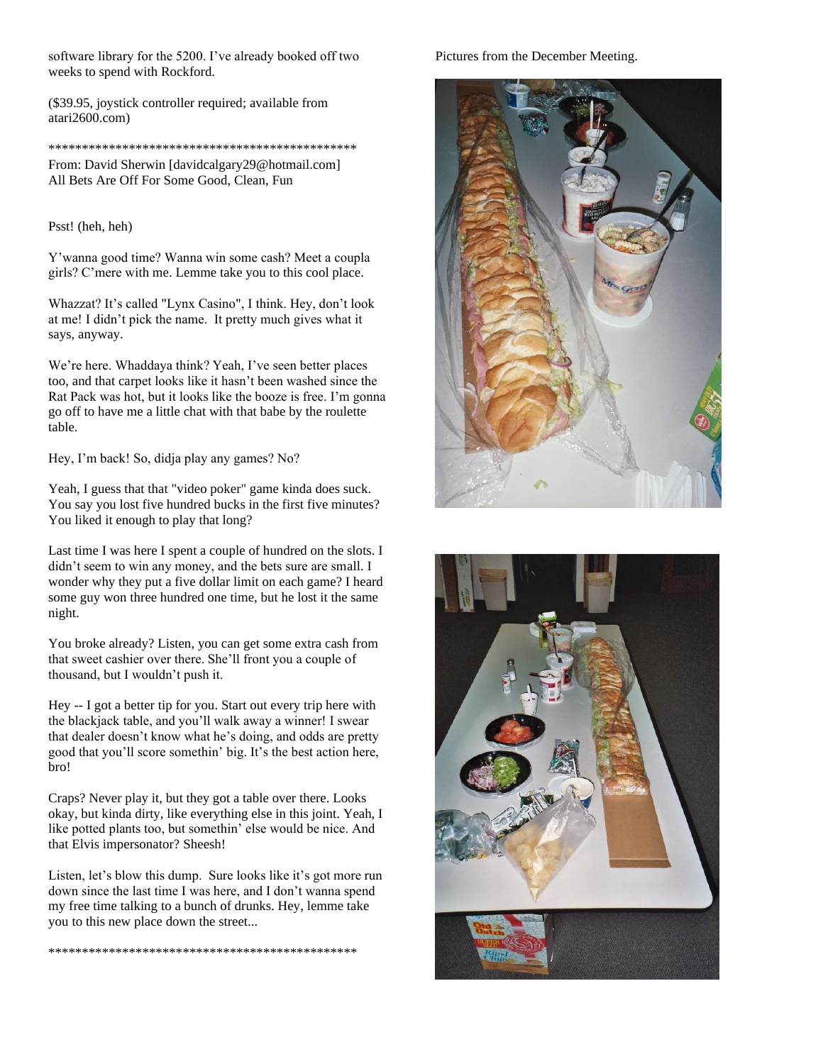software library for the 5200. I've already booked off two weeks to spend with Rockford.

($39.95, joystick controller required; available from atari2600.com)

**********************************************

From: David Sherwin [davidcalgary29@hotmail.com]
All Bets Are Off For Some Good, Clean, Fun

Psst! (heh, heh)

Y'wanna good time? Wanna win some cash? Meet a coupla girls? C'mere with me. Lemme take you to this cool place.

Whazzat? It's called "Lynx Casino", I think. Hey, don't look at me! I didn't pick the name. It pretty much gives what it says, anyway.

We're here. Whaddaya think? Yeah, I've seen better places too, and that carpet looks like it hasn't been washed since the Rat Pack was hot, but it looks like the booze is free. I'm gonna go off to have me a little chat with that babe by the roulette table.

Hey, I'm back! So, didja play any games? No?

Yeah, I guess that that "video poker" game kinda does suck. You say you lost five hundred bucks in the first five minutes? You liked it enough to play that long?

Last time I was here I spent a couple of hundred on the slots. I didn't seem to win any money, and the bets sure are small. I wonder why they put a five dollar limit on each game? I heard some guy won three hundred one time, but he lost it the same night.

You broke already? Listen, you can get some extra cash from that sweet cashier over there. She'll front you a couple of thousand, but I wouldn't push it.

Hey -- I got a better tip for you. Start out every trip here with the blackjack table, and you'll walk away a winner! I swear that dealer doesn't know what he's doing, and odds are pretty good that you'll score somethin' big. It's the best action here, bro!

Craps? Never play it, but they got a table over there. Looks okay, but kinda dirty, like everything else in this joint. Yeah, I like potted plants too, but somethin' else would be nice. And that Elvis impersonator? Sheesh!

Listen, let's blow this dump. Sure looks like it's got more run down since the last time I was here, and I don't wanna spend my free time talking to a bunch of drunks. Hey, lemme take you to this new place down the street...

**********************************************

Pictures from the December Meeting.